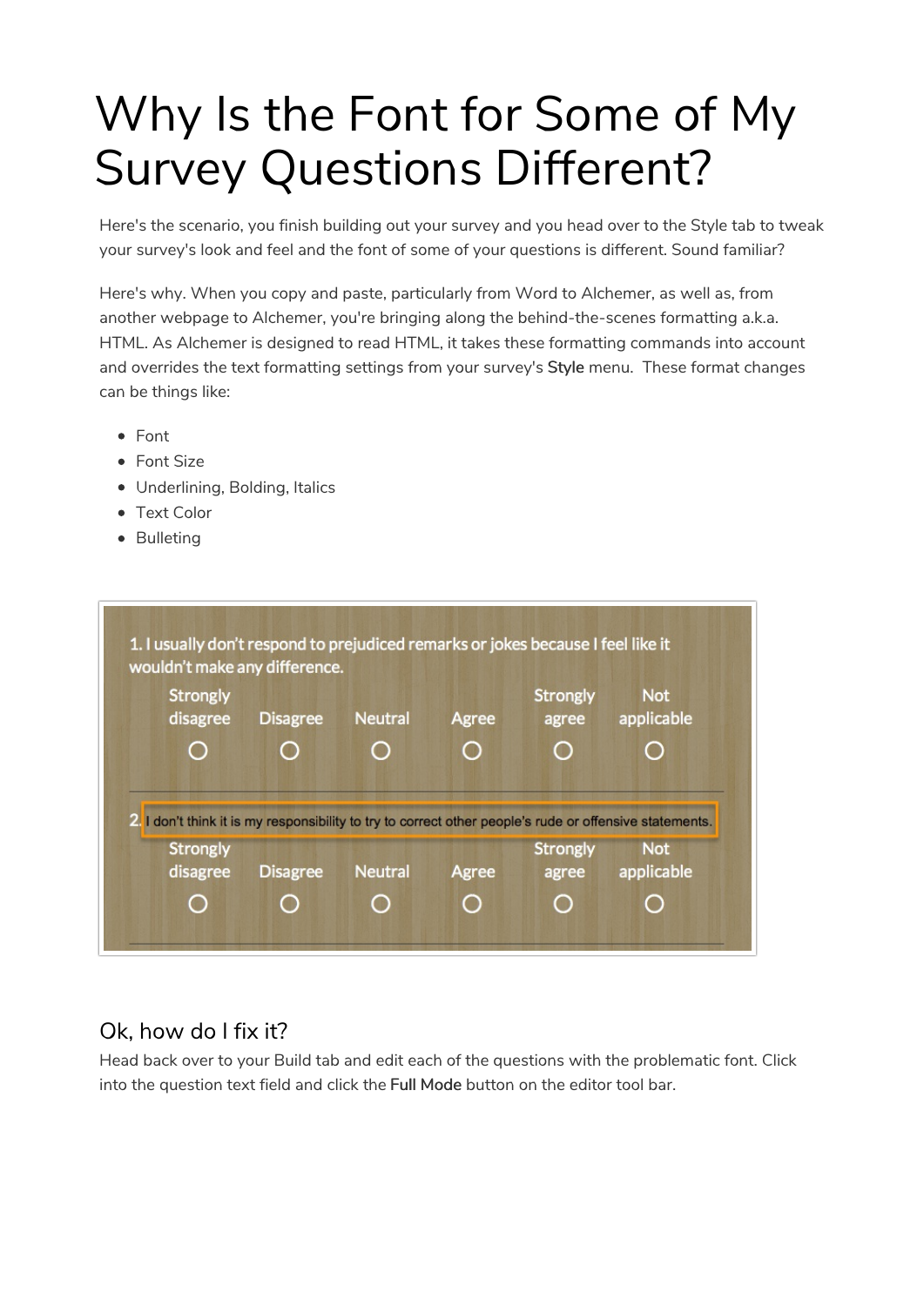# Why Is the Font for Some of My Survey Questions Different?

Here's the scenario, you finish building out your survey and you head over to the Style tab to tweak your survey's look and feel and the font of some of your questions is different. Sound familiar?

Here's why. When you copy and paste, particularly from Word to Alchemer, as well as, from another webpage to Alchemer, you're bringing along the behind-the-scenes formatting a.k.a. HTML. As Alchemer is designed to read HTML, it takes these formatting commands into account and overrides the text formatting settings from your survey's **Style** menu. These format changes can be things like:

- Font
- Font Size
- Underlining, Bolding, Italics
- Text Color
- Bulleting

1. I usually don't respond to prejudiced remarks or jokes because I feel like it wouldn't make any difference.

| Strongly disagree | Disagree | Neutral | Agree | Strongly agree | Not applicable |
|---|---|---|---|---|---|
| ○ | ○ | ○ | ○ | ○ | ○ |

2. I don't think it is my responsibility to try to correct other people's rude or offensive statements.

| Strongly disagree | Disagree | Neutral | Agree | Strongly agree | Not applicable |
|---|---|---|---|---|---|
| ○ | ○ | ○ | ○ | ○ | ○ |

## Ok, how do I fix it?

Head back over to your Build tab and edit each of the questions with the problematic font. Click into the question text field and click the **Full Mode** button on the editor tool bar.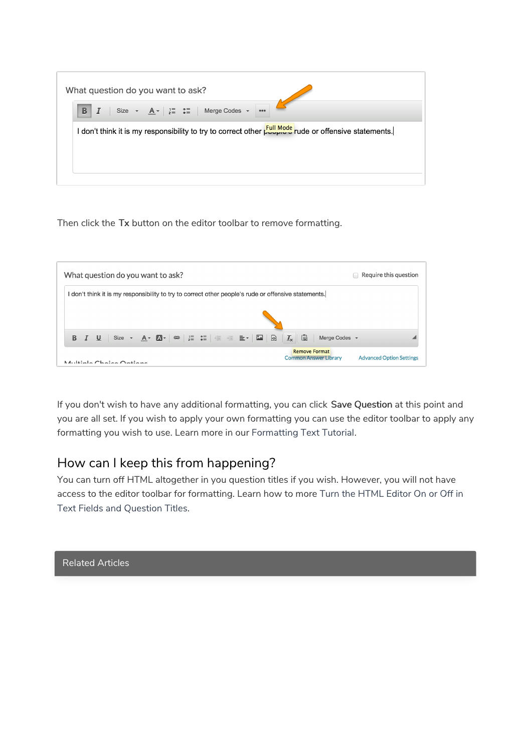Then click the **Tx** button on the editor toolbar to remove formatting.

If you don't wish to have any additional formatting, you can click **Save Question** at this point and you are all set. If you wish to apply your own formatting you can use the editor toolbar to apply any formatting you wish to use. Learn more in our Formatting Text Tutorial.

## How can I keep this from happening?

You can turn off HTML altogether in you question titles if you wish. However, you will not have access to the editor toolbar for formatting. Learn how to more Turn the HTML Editor On or Off in Text Fields and Question Titles.

Related Articles